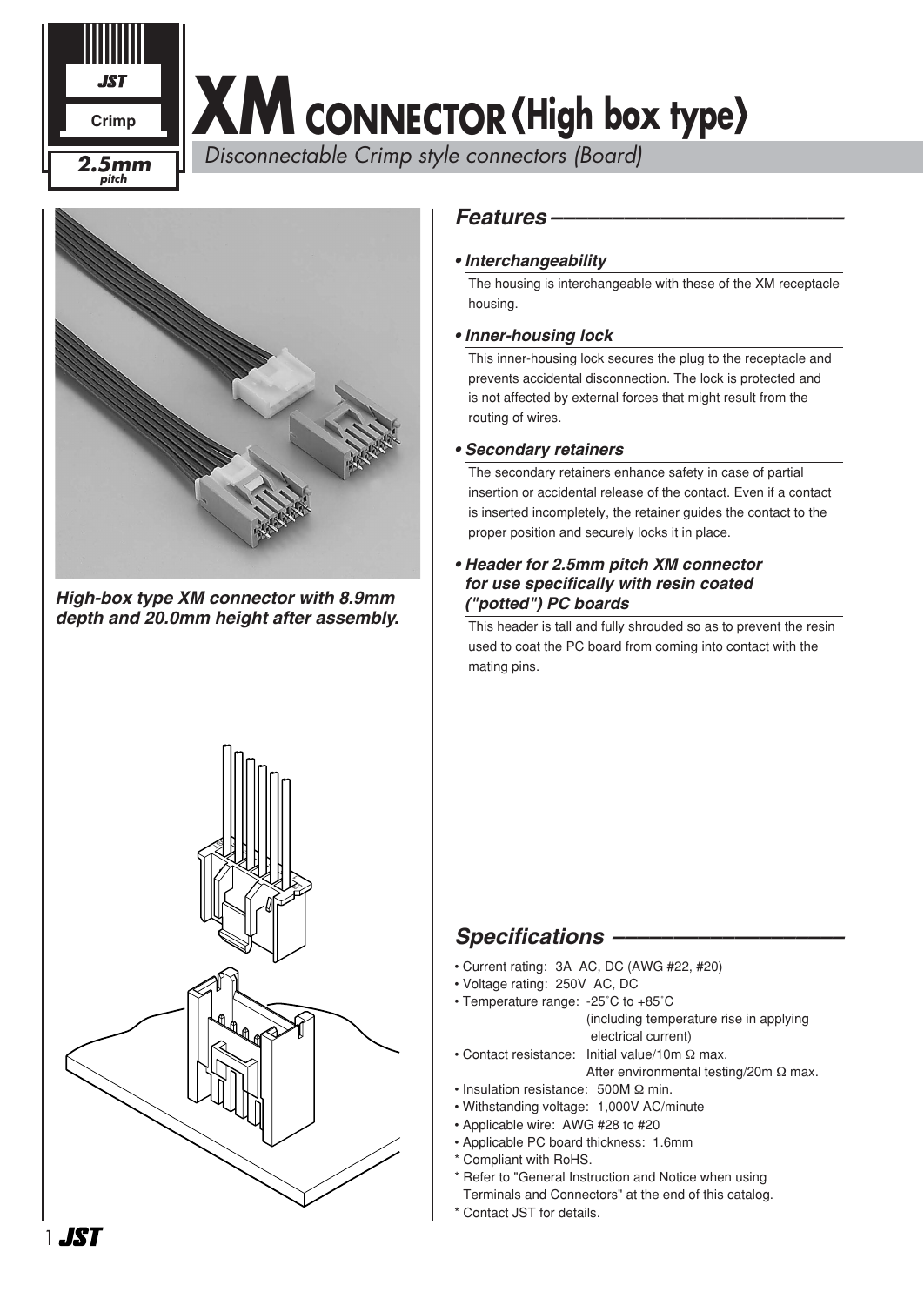JST

Crimp

**2.5mm** *pitch*

# XM CONNECTOR ⟨High box type⟩

*Disconnectable Crimp style connectors (Board)*

***High-box type XM connector with 8.9mm depth and 20.0mm height after assembly.***

## *Features*

**• *Interchangeability***

The housing is interchangeable with these of the XM receptacle housing.

**• *Inner-housing lock***

This inner-housing lock secures the plug to the receptacle and prevents accidental disconnection. The lock is protected and is not affected by external forces that might result from the routing of wires.

**• *Secondary retainers***

The secondary retainers enhance safety in case of partial insertion or accidental release of the contact. Even if a contact is inserted incompletely, the retainer guides the contact to the proper position and securely locks it in place.

**• *Header for 2.5mm pitch XM connector for use specifically with resin coated ("potted") PC boards***

This header is tall and fully shrouded so as to prevent the resin used to coat the PC board from coming into contact with the mating pins.

## *Specifications*

- Current rating: 3A AC, DC (AWG #22, #20)
- Voltage rating: 250V AC, DC
- Temperature range: -25˚C to +85˚C (including temperature rise in applying electrical current)
- Contact resistance: Initial value/10m Ω max. After environmental testing/20m Ω max.
- Insulation resistance: 500M Ω min.
- Withstanding voltage: 1,000V AC/minute
- Applicable wire: AWG #28 to #20
- Applicable PC board thickness: 1.6mm

\* Compliant with RoHS.

\* Refer to "General Instruction and Notice when using Terminals and Connectors" at the end of this catalog.

\* Contact JST for details.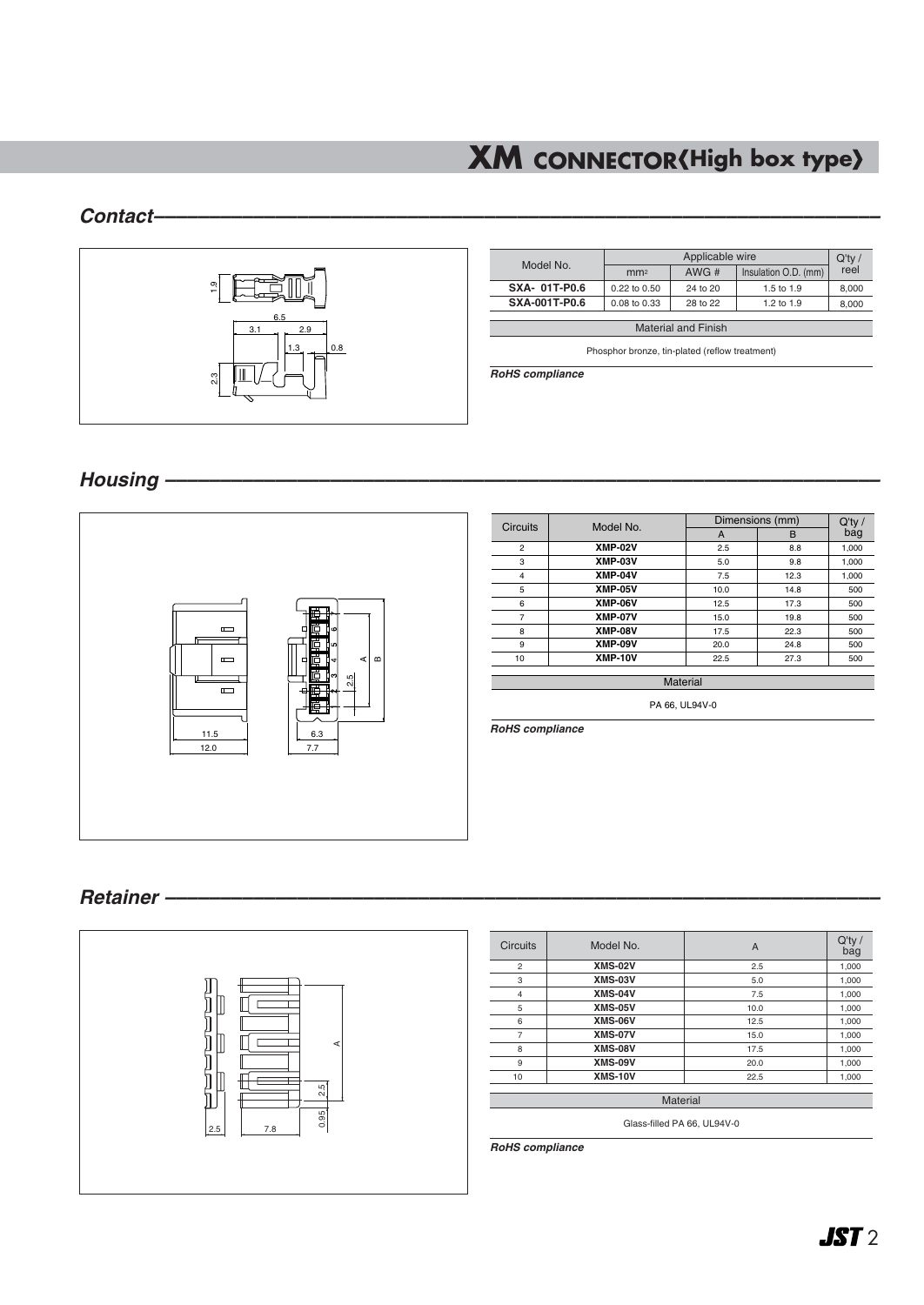# XM CONNECTOR⟨High box type⟩

## Contact

| Model No. | Applicable wire | | | Q'ty / reel |
|---|---|---|---|---|
| | $mm^2$ | AWG # | Insulation O.D. (mm) | |
| SXA- 01T-P0.6 | 0.22 to 0.50 | 24 to 20 | 1.5 to 1.9 | 8,000 |
| SXA-001T-P0.6 | 0.08 to 0.33 | 28 to 22 | 1.2 to 1.9 | 8,000 |

| Material and Finish |
|---|
| Phosphor bronze, tin-plated (reflow treatment) |

***RoHS compliance***

## Housing

| Circuits | Model No. | Dimensions (mm) | | Q'ty / bag |
|---|---|---|---|---|
| | | A | B | |
| 2 | **XMP-02V** | 2.5 | 8.8 | 1,000 |
| 3 | **XMP-03V** | 5.0 | 9.8 | 1,000 |
| 4 | **XMP-04V** | 7.5 | 12.3 | 1,000 |
| 5 | **XMP-05V** | 10.0 | 14.8 | 500 |
| 6 | **XMP-06V** | 12.5 | 17.3 | 500 |
| 7 | **XMP-07V** | 15.0 | 19.8 | 500 |
| 8 | **XMP-08V** | 17.5 | 22.3 | 500 |
| 9 | **XMP-09V** | 20.0 | 24.8 | 500 |
| 10 | **XMP-10V** | 22.5 | 27.3 | 500 |

| Material |
|---|
| PA 66, UL94V-0 |

***RoHS compliance***

## Retainer

| Circuits | Model No. | A | Q'ty / bag |
|---|---|---|---|
| 2 | **XMS-02V** | 2.5 | 1,000 |
| 3 | **XMS-03V** | 5.0 | 1,000 |
| 4 | **XMS-04V** | 7.5 | 1,000 |
| 5 | **XMS-05V** | 10.0 | 1,000 |
| 6 | **XMS-06V** | 12.5 | 1,000 |
| 7 | **XMS-07V** | 15.0 | 1,000 |
| 8 | **XMS-08V** | 17.5 | 1,000 |
| 9 | **XMS-09V** | 20.0 | 1,000 |
| 10 | **XMS-10V** | 22.5 | 1,000 |

| Material |
|---|
| Glass-filled PA 66, UL94V-0 |

***RoHS compliance***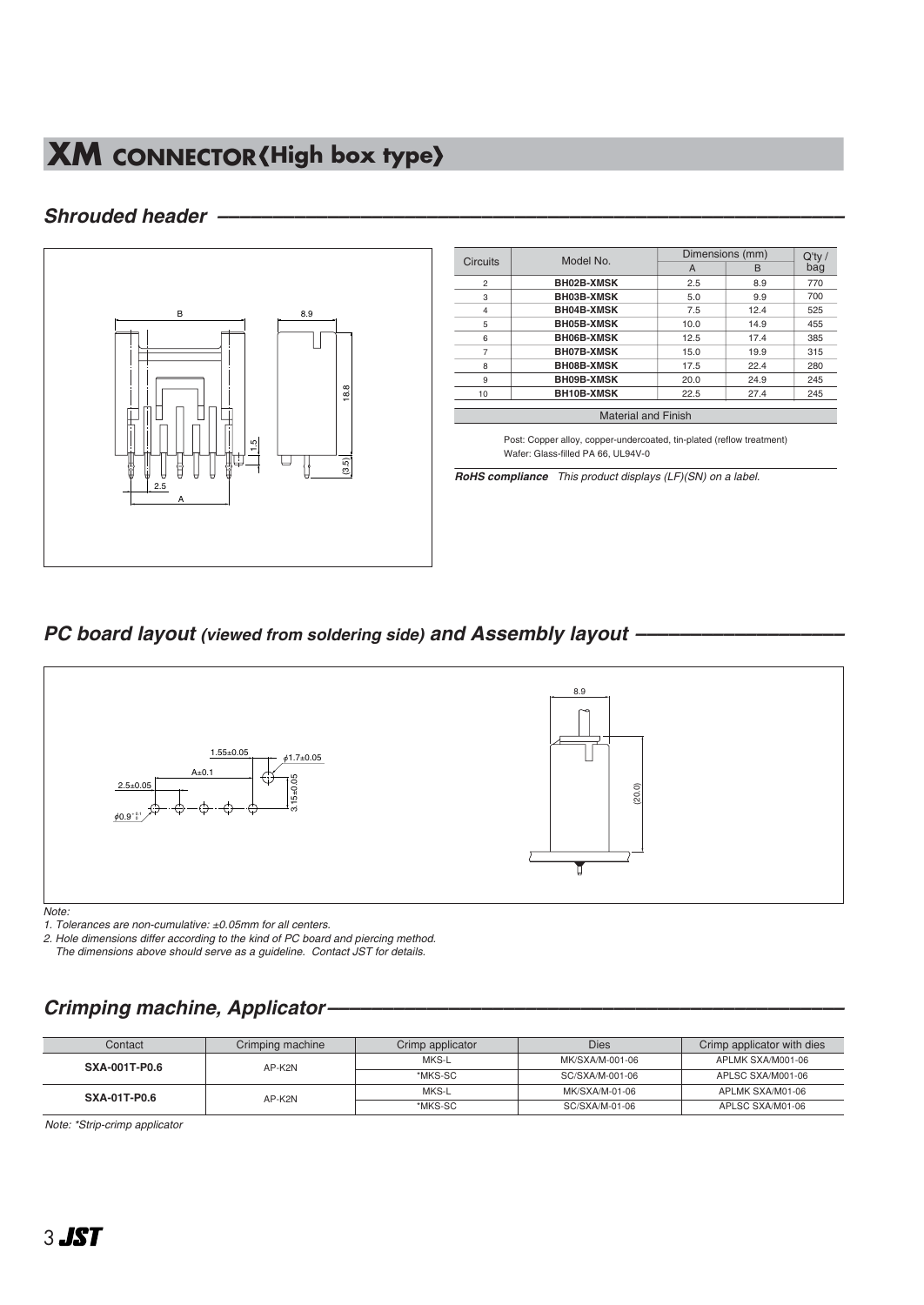# XM CONNECTOR〈High box type〉

## Shrouded header

B
8.9
18.8
1.5
(3.5)
2.5
A

| Circuits | Model No. | Dimensions (mm) | | Q'ty / bag |
|---|---|---|---|---|
| | | A | B | |
| 2 | **BH02B-XMSK** | 2.5 | 8.9 | 770 |
| 3 | **BH03B-XMSK** | 5.0 | 9.9 | 700 |
| 4 | **BH04B-XMSK** | 7.5 | 12.4 | 525 |
| 5 | **BH05B-XMSK** | 10.0 | 14.9 | 455 |
| 6 | **BH06B-XMSK** | 12.5 | 17.4 | 385 |
| 7 | **BH07B-XMSK** | 15.0 | 19.9 | 315 |
| 8 | **BH08B-XMSK** | 17.5 | 22.4 | 280 |
| 9 | **BH09B-XMSK** | 20.0 | 24.9 | 245 |
| 10 | **BH10B-XMSK** | 22.5 | 27.4 | 245 |

**Material and Finish**

Post: Copper alloy, copper-undercoated, tin-plated (reflow treatment)
Wafer: Glass-filled PA 66, UL94V-0

***RoHS compliance*** *This product displays (LF)(SN) on a label.*

## PC board layout *(viewed from soldering side)* and Assembly layout

1.55±0.05
$\phi$1.7±0.05
A±0.1
2.5±0.05
3.15±0.05
$\phi 0.9^{+0.1}_{0}$

8.9
(20.0)

*Note:*
*1. Tolerances are non-cumulative: ±0.05mm for all centers.*
*2. Hole dimensions differ according to the kind of PC board and piercing method.*
*The dimensions above should serve as a guideline. Contact JST for details.*

## Crimping machine, Applicator

| Contact | Crimping machine | Crimp applicator | Dies | Crimp applicator with dies |
|---|---|---|---|---|
| **SXA-001T-P0.6** | AP-K2N | MKS-L | MK/SXA/M-001-06 | APLMK SXA/M001-06 |
| | | *MKS-SC | SC/SXA/M-001-06 | APLSC SXA/M001-06 |
| **SXA-01T-P0.6** | AP-K2N | MKS-L | MK/SXA/M-01-06 | APLMK SXA/M01-06 |
| | | *MKS-SC | SC/SXA/M-01-06 | APLSC SXA/M01-06 |

*Note: *Strip-crimp applicator*